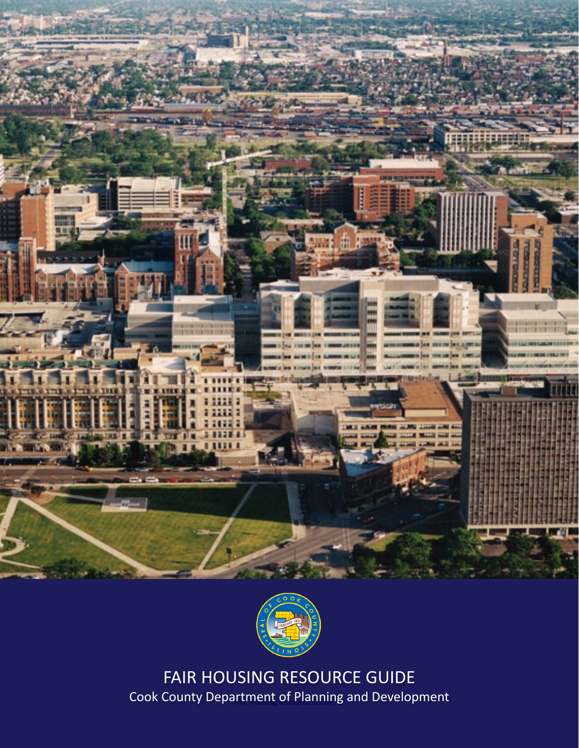# FAIR HOUSING RESOURCE GUIDE

Cook County Department of Planning and Development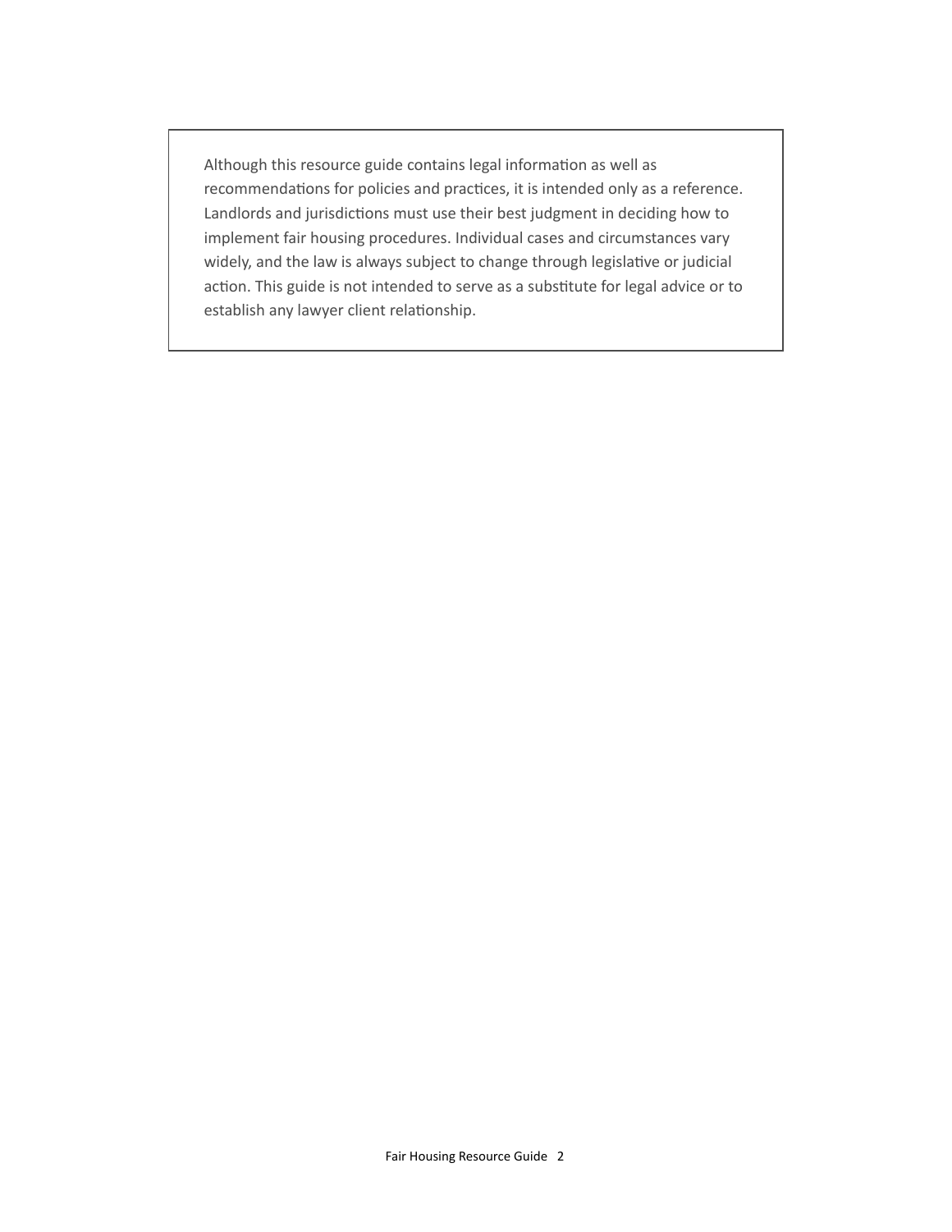Although this resource guide contains legal information as well as recommendations for policies and practices, it is intended only as a reference. Landlords and jurisdictions must use their best judgment in deciding how to implement fair housing procedures. Individual cases and circumstances vary widely, and the law is always subject to change through legislative or judicial action. This guide is not intended to serve as a substitute for legal advice or to establish any lawyer client relationship.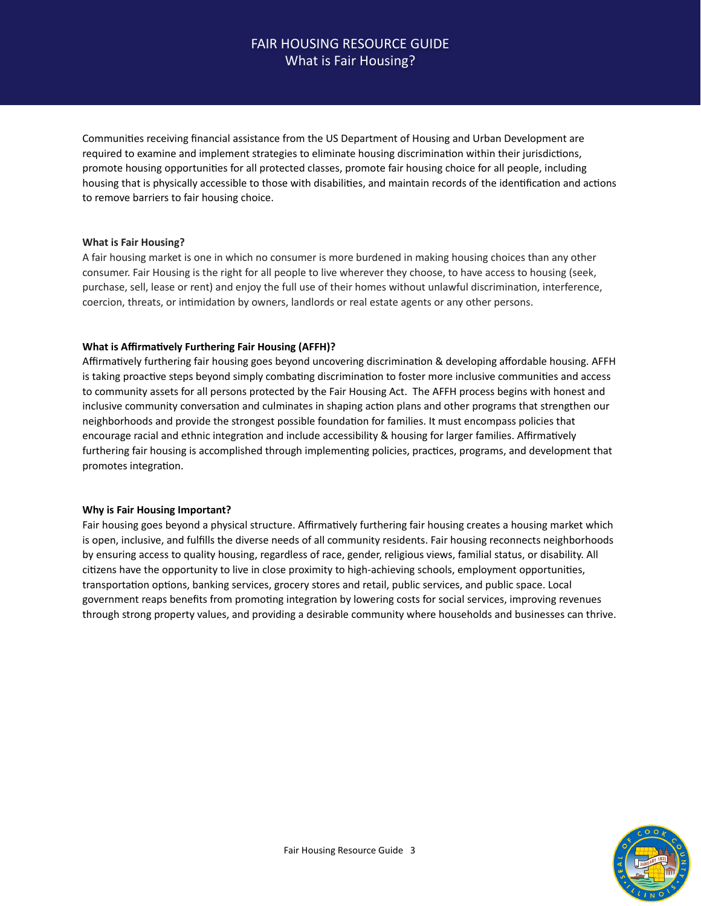# What is Fair Housing?

Communities receiving financial assistance from the US Department of Housing and Urban Development are required to examine and implement strategies to eliminate housing discrimination within their jurisdictions, promote housing opportunities for all protected classes, promote fair housing choice for all people, including housing that is physically accessible to those with disabilities, and maintain records of the identification and actions to remove barriers to fair housing choice.

**What is Fair Housing?**

A fair housing market is one in which no consumer is more burdened in making housing choices than any other consumer. Fair Housing is the right for all people to live wherever they choose, to have access to housing (seek, purchase, sell, lease or rent) and enjoy the full use of their homes without unlawful discrimination, interference, coercion, threats, or intimidation by owners, landlords or real estate agents or any other persons.

**What is Affirmatively Furthering Fair Housing (AFFH)?**

Affirmatively furthering fair housing goes beyond uncovering discrimination & developing affordable housing. AFFH is taking proactive steps beyond simply combating discrimination to foster more inclusive communities and access to community assets for all persons protected by the Fair Housing Act. The AFFH process begins with honest and inclusive community conversation and culminates in shaping action plans and other programs that strengthen our neighborhoods and provide the strongest possible foundation for families. It must encompass policies that encourage racial and ethnic integration and include accessibility & housing for larger families. Affirmatively furthering fair housing is accomplished through implementing policies, practices, programs, and development that promotes integration.

**Why is Fair Housing Important?**

Fair housing goes beyond a physical structure. Affirmatively furthering fair housing creates a housing market which is open, inclusive, and fulfills the diverse needs of all community residents. Fair housing reconnects neighborhoods by ensuring access to quality housing, regardless of race, gender, religious views, familial status, or disability. All citizens have the opportunity to live in close proximity to high-achieving schools, employment opportunities, transportation options, banking services, grocery stores and retail, public services, and public space. Local government reaps benefits from promoting integration by lowering costs for social services, improving revenues through strong property values, and providing a desirable community where households and businesses can thrive.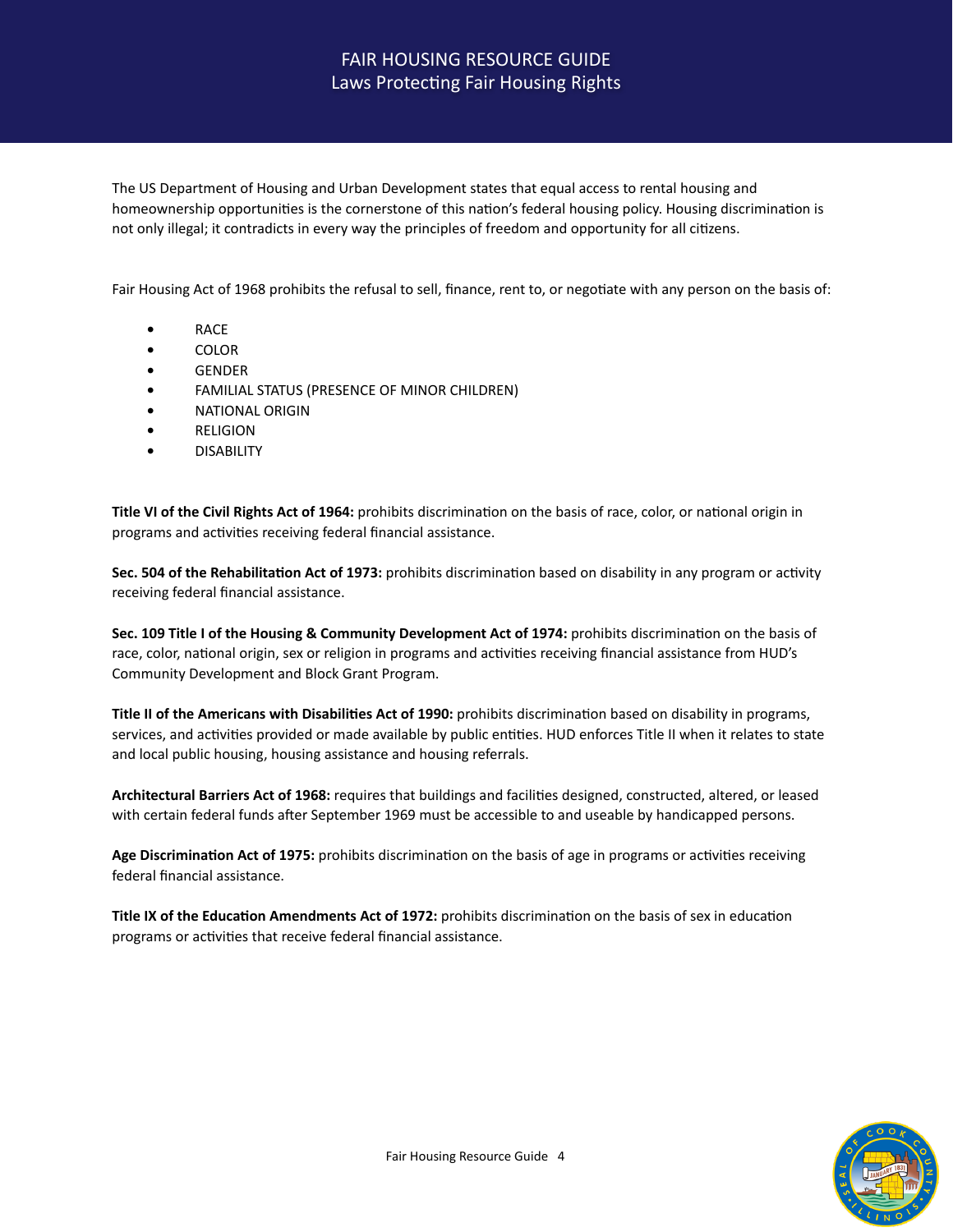# FAIR HOUSING RESOURCE GUIDE
## Laws Protecting Fair Housing Rights

The US Department of Housing and Urban Development states that equal access to rental housing and homeownership opportunities is the cornerstone of this nation's federal housing policy. Housing discrimination is not only illegal; it contradicts in every way the principles of freedom and opportunity for all citizens.

Fair Housing Act of 1968 prohibits the refusal to sell, finance, rent to, or negotiate with any person on the basis of:

- RACE
- COLOR
- GENDER
- FAMILIAL STATUS (PRESENCE OF MINOR CHILDREN)
- NATIONAL ORIGIN
- RELIGION
- DISABILITY

**Title VI of the Civil Rights Act of 1964:** prohibits discrimination on the basis of race, color, or national origin in programs and activities receiving federal financial assistance.

**Sec. 504 of the Rehabilitation Act of 1973:** prohibits discrimination based on disability in any program or activity receiving federal financial assistance.

**Sec. 109 Title I of the Housing & Community Development Act of 1974:** prohibits discrimination on the basis of race, color, national origin, sex or religion in programs and activities receiving financial assistance from HUD's Community Development and Block Grant Program.

**Title II of the Americans with Disabilities Act of 1990:** prohibits discrimination based on disability in programs, services, and activities provided or made available by public entities. HUD enforces Title II when it relates to state and local public housing, housing assistance and housing referrals.

**Architectural Barriers Act of 1968:** requires that buildings and facilities designed, constructed, altered, or leased with certain federal funds after September 1969 must be accessible to and useable by handicapped persons.

**Age Discrimination Act of 1975:** prohibits discrimination on the basis of age in programs or activities receiving federal financial assistance.

**Title IX of the Education Amendments Act of 1972:** prohibits discrimination on the basis of sex in education programs or activities that receive federal financial assistance.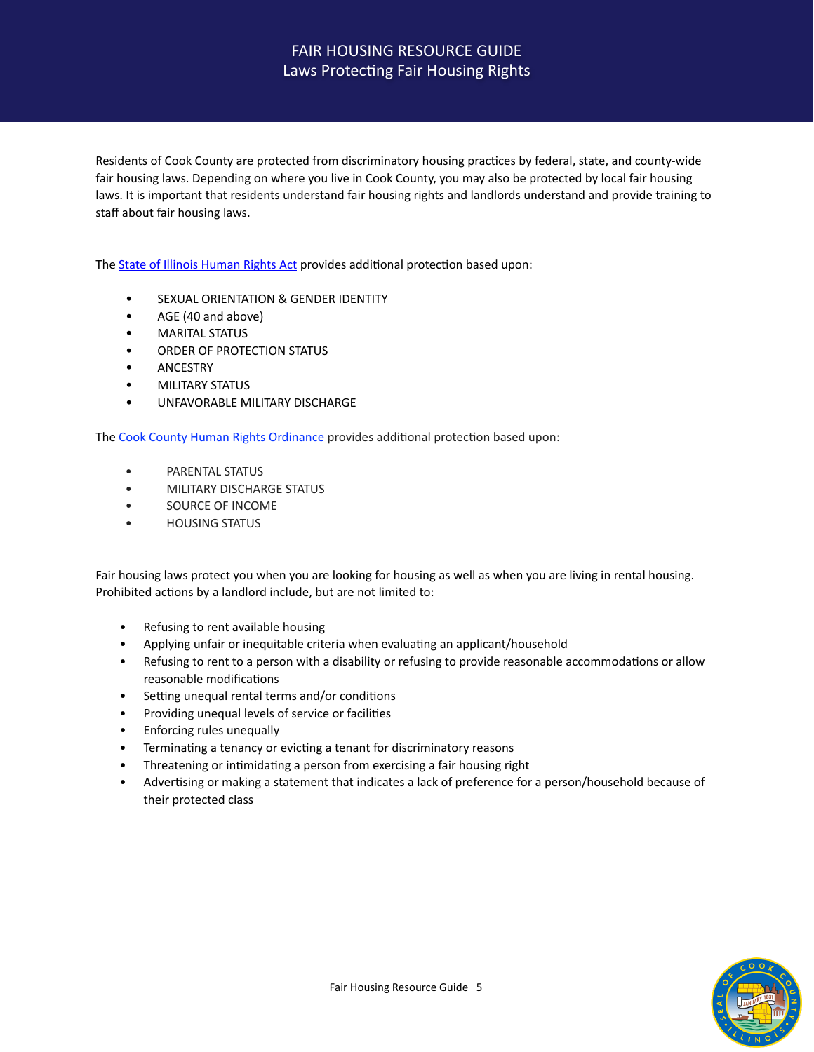# FAIR HOUSING RESOURCE GUIDE

## Laws Protecting Fair Housing Rights

Residents of Cook County are protected from discriminatory housing practices by federal, state, and county-wide fair housing laws. Depending on where you live in Cook County, you may also be protected by local fair housing laws. It is important that residents understand fair housing rights and landlords understand and provide training to staff about fair housing laws.

The State of Illinois Human Rights Act provides additional protection based upon:

- SEXUAL ORIENTATION & GENDER IDENTITY
- AGE (40 and above)
- MARITAL STATUS
- ORDER OF PROTECTION STATUS
- ANCESTRY
- MILITARY STATUS
- UNFAVORABLE MILITARY DISCHARGE

The Cook County Human Rights Ordinance provides additional protection based upon:

- PARENTAL STATUS
- MILITARY DISCHARGE STATUS
- SOURCE OF INCOME
- HOUSING STATUS

Fair housing laws protect you when you are looking for housing as well as when you are living in rental housing. Prohibited actions by a landlord include, but are not limited to:

- Refusing to rent available housing
- Applying unfair or inequitable criteria when evaluating an applicant/household
- Refusing to rent to a person with a disability or refusing to provide reasonable accommodations or allow reasonable modifications
- Setting unequal rental terms and/or conditions
- Providing unequal levels of service or facilities
- Enforcing rules unequally
- Terminating a tenancy or evicting a tenant for discriminatory reasons
- Threatening or intimidating a person from exercising a fair housing right
- Advertising or making a statement that indicates a lack of preference for a person/household because of their protected class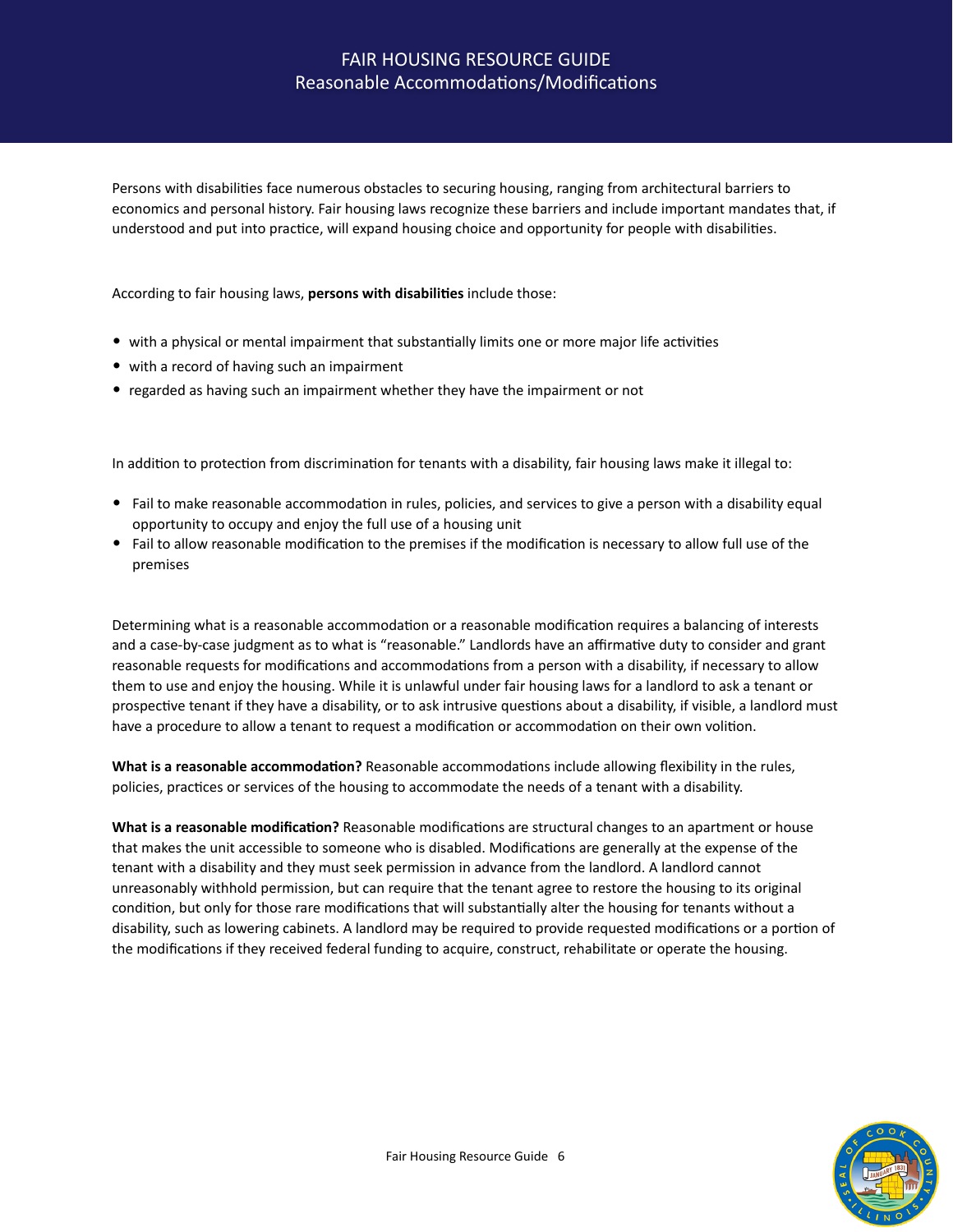# FAIR HOUSING RESOURCE GUIDE
## Reasonable Accommodations/Modifications

Persons with disabilities face numerous obstacles to securing housing, ranging from architectural barriers to economics and personal history. Fair housing laws recognize these barriers and include important mandates that, if understood and put into practice, will expand housing choice and opportunity for people with disabilities.

According to fair housing laws, **persons with disabilities** include those:

- with a physical or mental impairment that substantially limits one or more major life activities
- with a record of having such an impairment
- regarded as having such an impairment whether they have the impairment or not

In addition to protection from discrimination for tenants with a disability, fair housing laws make it illegal to:

- Fail to make reasonable accommodation in rules, policies, and services to give a person with a disability equal opportunity to occupy and enjoy the full use of a housing unit
- Fail to allow reasonable modification to the premises if the modification is necessary to allow full use of the premises

Determining what is a reasonable accommodation or a reasonable modification requires a balancing of interests and a case-by-case judgment as to what is "reasonable." Landlords have an affirmative duty to consider and grant reasonable requests for modifications and accommodations from a person with a disability, if necessary to allow them to use and enjoy the housing. While it is unlawful under fair housing laws for a landlord to ask a tenant or prospective tenant if they have a disability, or to ask intrusive questions about a disability, if visible, a landlord must have a procedure to allow a tenant to request a modification or accommodation on their own volition.

**What is a reasonable accommodation?** Reasonable accommodations include allowing flexibility in the rules, policies, practices or services of the housing to accommodate the needs of a tenant with a disability.

**What is a reasonable modification?** Reasonable modifications are structural changes to an apartment or house that makes the unit accessible to someone who is disabled. Modifications are generally at the expense of the tenant with a disability and they must seek permission in advance from the landlord. A landlord cannot unreasonably withhold permission, but can require that the tenant agree to restore the housing to its original condition, but only for those rare modifications that will substantially alter the housing for tenants without a disability, such as lowering cabinets. A landlord may be required to provide requested modifications or a portion of the modifications if they received federal funding to acquire, construct, rehabilitate or operate the housing.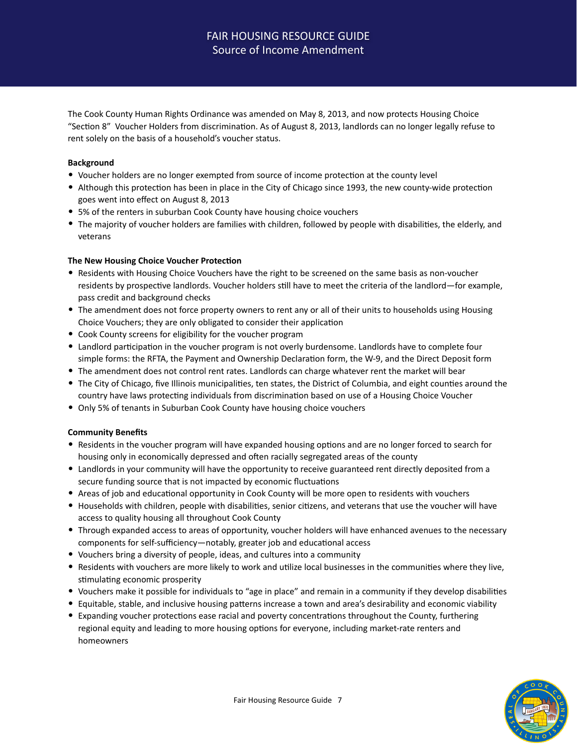# FAIR HOUSING RESOURCE GUIDE
## Source of Income Amendment

The Cook County Human Rights Ordinance was amended on May 8, 2013, and now protects Housing Choice "Section 8" Voucher Holders from discrimination. As of August 8, 2013, landlords can no longer legally refuse to rent solely on the basis of a household's voucher status.

**Background**

- Voucher holders are no longer exempted from source of income protection at the county level
- Although this protection has been in place in the City of Chicago since 1993, the new county-wide protection goes went into effect on August 8, 2013
- 5% of the renters in suburban Cook County have housing choice vouchers
- The majority of voucher holders are families with children, followed by people with disabilities, the elderly, and veterans

**The New Housing Choice Voucher Protection**

- Residents with Housing Choice Vouchers have the right to be screened on the same basis as non-voucher residents by prospective landlords. Voucher holders still have to meet the criteria of the landlord—for example, pass credit and background checks
- The amendment does not force property owners to rent any or all of their units to households using Housing Choice Vouchers; they are only obligated to consider their application
- Cook County screens for eligibility for the voucher program
- Landlord participation in the voucher program is not overly burdensome. Landlords have to complete four simple forms: the RFTA, the Payment and Ownership Declaration form, the W-9, and the Direct Deposit form
- The amendment does not control rent rates. Landlords can charge whatever rent the market will bear
- The City of Chicago, five Illinois municipalities, ten states, the District of Columbia, and eight counties around the country have laws protecting individuals from discrimination based on use of a Housing Choice Voucher
- Only 5% of tenants in Suburban Cook County have housing choice vouchers

**Community Benefits**

- Residents in the voucher program will have expanded housing options and are no longer forced to search for housing only in economically depressed and often racially segregated areas of the county
- Landlords in your community will have the opportunity to receive guaranteed rent directly deposited from a secure funding source that is not impacted by economic fluctuations
- Areas of job and educational opportunity in Cook County will be more open to residents with vouchers
- Households with children, people with disabilities, senior citizens, and veterans that use the voucher will have access to quality housing all throughout Cook County
- Through expanded access to areas of opportunity, voucher holders will have enhanced avenues to the necessary components for self-sufficiency—notably, greater job and educational access
- Vouchers bring a diversity of people, ideas, and cultures into a community
- Residents with vouchers are more likely to work and utilize local businesses in the communities where they live, stimulating economic prosperity
- Vouchers make it possible for individuals to "age in place" and remain in a community if they develop disabilities
- Equitable, stable, and inclusive housing patterns increase a town and area's desirability and economic viability
- Expanding voucher protections ease racial and poverty concentrations throughout the County, furthering regional equity and leading to more housing options for everyone, including market-rate renters and homeowners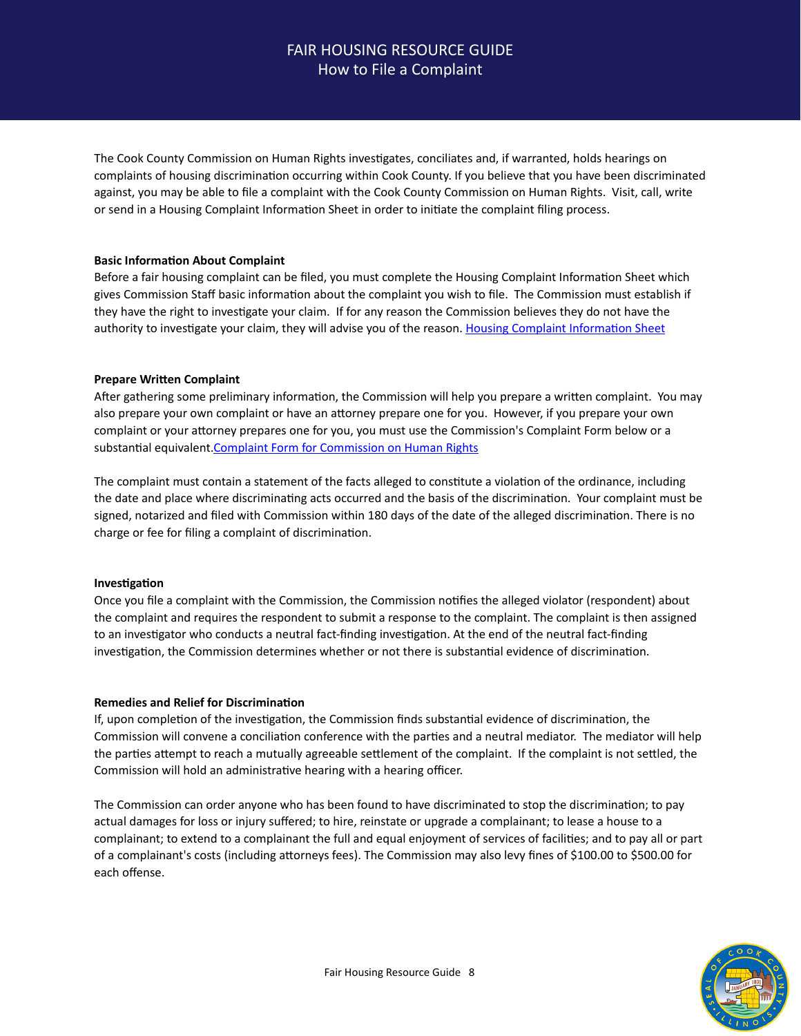# FAIR HOUSING RESOURCE GUIDE
## How to File a Complaint

The Cook County Commission on Human Rights investigates, conciliates and, if warranted, holds hearings on complaints of housing discrimination occurring within Cook County. If you believe that you have been discriminated against, you may be able to file a complaint with the Cook County Commission on Human Rights. Visit, call, write or send in a Housing Complaint Information Sheet in order to initiate the complaint filing process.

**Basic Information About Complaint**

Before a fair housing complaint can be filed, you must complete the Housing Complaint Information Sheet which gives Commission Staff basic information about the complaint you wish to file. The Commission must establish if they have the right to investigate your claim. If for any reason the Commission believes they do not have the authority to investigate your claim, they will advise you of the reason. Housing Complaint Information Sheet

**Prepare Written Complaint**

After gathering some preliminary information, the Commission will help you prepare a written complaint. You may also prepare your own complaint or have an attorney prepare one for you. However, if you prepare your own complaint or your attorney prepares one for you, you must use the Commission's Complaint Form below or a substantial equivalent.Complaint Form for Commission on Human Rights

The complaint must contain a statement of the facts alleged to constitute a violation of the ordinance, including the date and place where discriminating acts occurred and the basis of the discrimination. Your complaint must be signed, notarized and filed with Commission within 180 days of the date of the alleged discrimination. There is no charge or fee for filing a complaint of discrimination.

**Investigation**

Once you file a complaint with the Commission, the Commission notifies the alleged violator (respondent) about the complaint and requires the respondent to submit a response to the complaint. The complaint is then assigned to an investigator who conducts a neutral fact-finding investigation. At the end of the neutral fact-finding investigation, the Commission determines whether or not there is substantial evidence of discrimination.

**Remedies and Relief for Discrimination**

If, upon completion of the investigation, the Commission finds substantial evidence of discrimination, the Commission will convene a conciliation conference with the parties and a neutral mediator. The mediator will help the parties attempt to reach a mutually agreeable settlement of the complaint. If the complaint is not settled, the Commission will hold an administrative hearing with a hearing officer.

The Commission can order anyone who has been found to have discriminated to stop the discrimination; to pay actual damages for loss or injury suffered; to hire, reinstate or upgrade a complainant; to lease a house to a complainant; to extend to a complainant the full and equal enjoyment of services of facilities; and to pay all or part of a complainant's costs (including attorneys fees). The Commission may also levy fines of $100.00 to $500.00 for each offense.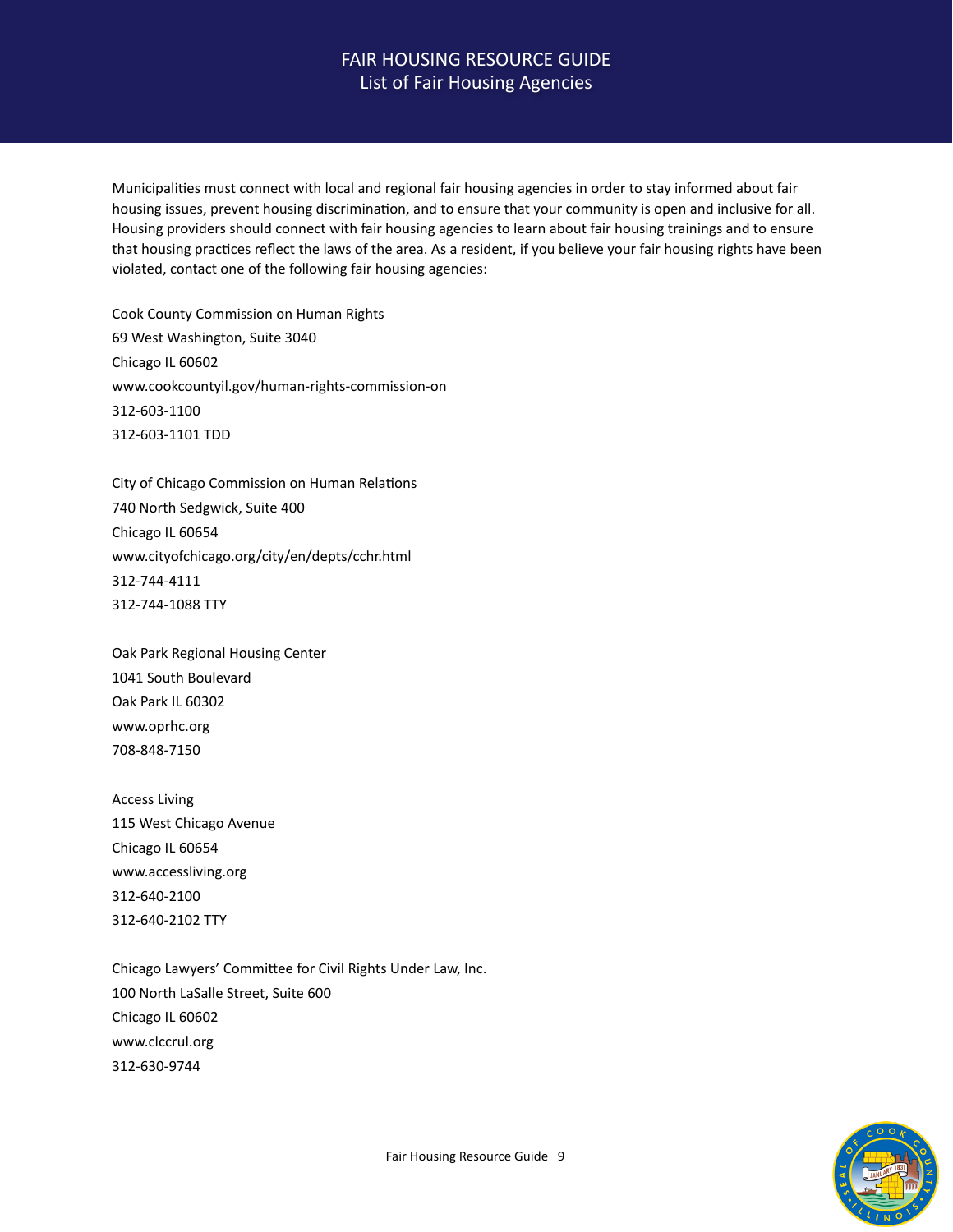# FAIR HOUSING RESOURCE GUIDE
## List of Fair Housing Agencies

Municipalities must connect with local and regional fair housing agencies in order to stay informed about fair housing issues, prevent housing discrimination, and to ensure that your community is open and inclusive for all. Housing providers should connect with fair housing agencies to learn about fair housing trainings and to ensure that housing practices reflect the laws of the area. As a resident, if you believe your fair housing rights have been violated, contact one of the following fair housing agencies:

Cook County Commission on Human Rights
69 West Washington, Suite 3040
Chicago IL 60602
www.cookcountyil.gov/human-rights-commission-on
312-603-1100
312-603-1101 TDD

City of Chicago Commission on Human Relations
740 North Sedgwick, Suite 400
Chicago IL 60654
www.cityofchicago.org/city/en/depts/cchr.html
312-744-4111
312-744-1088 TTY

Oak Park Regional Housing Center
1041 South Boulevard
Oak Park IL 60302
www.oprhc.org
708-848-7150

Access Living
115 West Chicago Avenue
Chicago IL 60654
www.accessliving.org
312-640-2100
312-640-2102 TTY

Chicago Lawyers' Committee for Civil Rights Under Law, Inc.
100 North LaSalle Street, Suite 600
Chicago IL 60602
www.clccrul.org
312-630-9744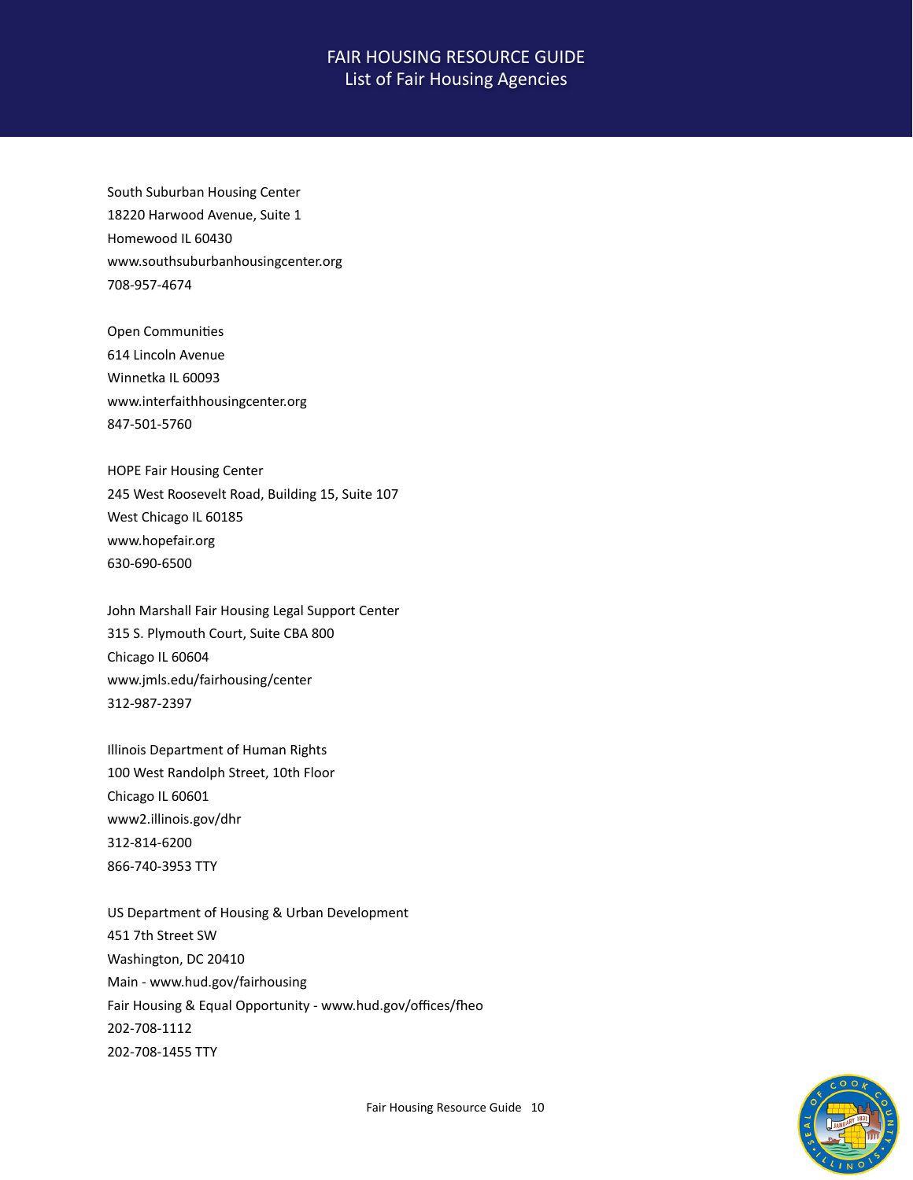# FAIR HOUSING RESOURCE GUIDE

## List of Fair Housing Agencies

South Suburban Housing Center
18220 Harwood Avenue, Suite 1
Homewood IL 60430
www.southsuburbanhousingcenter.org
708-957-4674

Open Communities
614 Lincoln Avenue
Winnetka IL 60093
www.interfaithhousingcenter.org
847-501-5760

HOPE Fair Housing Center
245 West Roosevelt Road, Building 15, Suite 107
West Chicago IL 60185
www.hopefair.org
630-690-6500

John Marshall Fair Housing Legal Support Center
315 S. Plymouth Court, Suite CBA 800
Chicago IL 60604
www.jmls.edu/fairhousing/center
312-987-2397

Illinois Department of Human Rights
100 West Randolph Street, 10th Floor
Chicago IL 60601
www2.illinois.gov/dhr
312-814-6200
866-740-3953 TTY

US Department of Housing & Urban Development
451 7th Street SW
Washington, DC 20410
Main - www.hud.gov/fairhousing
Fair Housing & Equal Opportunity - www.hud.gov/offices/fheo
202-708-1112
202-708-1455 TTY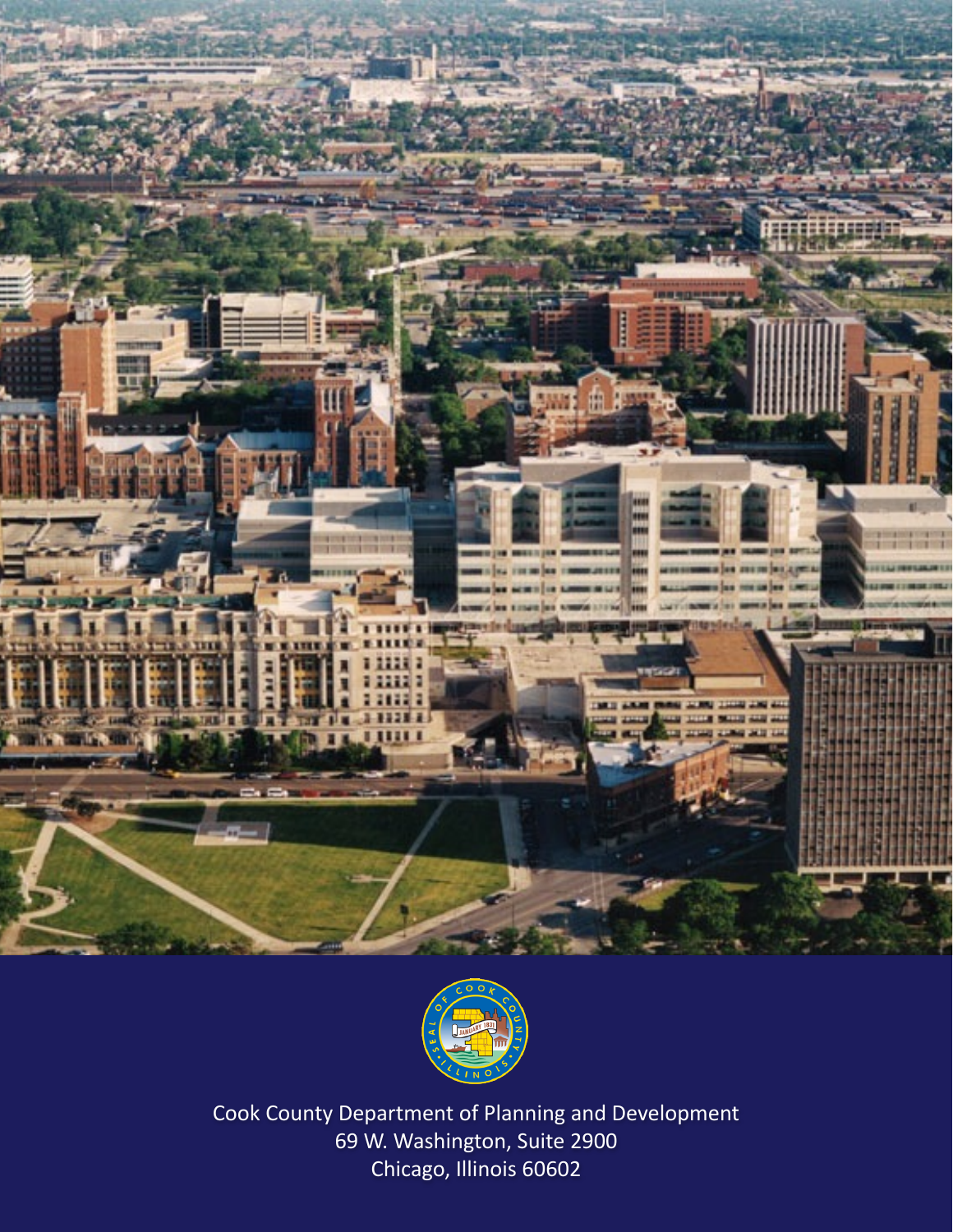Cook County Department of Planning and Development
69 W. Washington, Suite 2900
Chicago, Illinois 60602